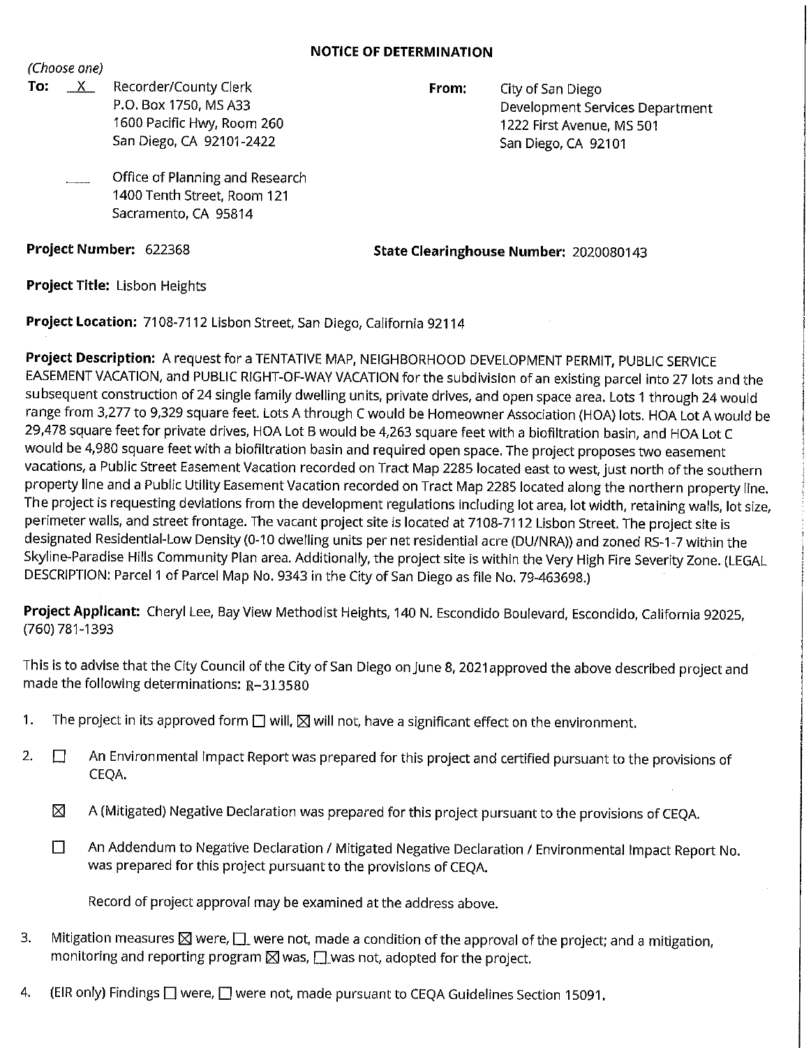# NOTICE OF DETERMINATION

*(Choose one)*

**To:** _X_ Recorder/County Clerk
P.O. Box 1750, MS A33
1600 Pacific Hwy, Room 260
San Diego, CA 92101-2422

___ Office of Planning and Research
1400 Tenth Street, Room 121
Sacramento, CA 95814

**From:** City of San Diego
Development Services Department
1222 First Avenue, MS 501
San Diego, CA 92101

**Project Number:** 622368

**State Clearinghouse Number:** 2020080143

**Project Title:** Lisbon Heights

**Project Location:** 7108-7112 Lisbon Street, San Diego, California 92114

**Project Description:** A request for a TENTATIVE MAP, NEIGHBORHOOD DEVELOPMENT PERMIT, PUBLIC SERVICE EASEMENT VACATION, and PUBLIC RIGHT-OF-WAY VACATION for the subdivision of an existing parcel into 27 lots and the subsequent construction of 24 single family dwelling units, private drives, and open space area. Lots 1 through 24 would range from 3,277 to 9,329 square feet. Lots A through C would be Homeowner Association (HOA) lots. HOA Lot A would be 29,478 square feet for private drives, HOA Lot B would be 4,263 square feet with a biofiltration basin, and HOA Lot C would be 4,980 square feet with a biofiltration basin and required open space. The project proposes two easement vacations, a Public Street Easement Vacation recorded on Tract Map 2285 located east to west, just north of the southern property line and a Public Utility Easement Vacation recorded on Tract Map 2285 located along the northern property line. The project is requesting deviations from the development regulations including lot area, lot width, retaining walls, lot size, perimeter walls, and street frontage. The vacant project site is located at 7108-7112 Lisbon Street. The project site is designated Residential-Low Density (0-10 dwelling units per net residential acre (DU/NRA)) and zoned RS-1-7 within the Skyline-Paradise Hills Community Plan area. Additionally, the project site is within the Very High Fire Severity Zone. (LEGAL DESCRIPTION: Parcel 1 of Parcel Map No. 9343 in the City of San Diego as file No. 79-463698.)

**Project Applicant:** Cheryl Lee, Bay View Methodist Heights, 140 N. Escondido Boulevard, Escondido, California 92025, (760) 781-1393

This is to advise that the City Council of the City of San Diego on June 8, 2021approved the above described project and made the following determinations: R-313580

1. The project in its approved form ☐ will, ☒ will not, have a significant effect on the environment.

2. ☐ An Environmental Impact Report was prepared for this project and certified pursuant to the provisions of CEQA.

   ☒ A (Mitigated) Negative Declaration was prepared for this project pursuant to the provisions of CEQA.

   ☐ An Addendum to Negative Declaration / Mitigated Negative Declaration / Environmental Impact Report No. was prepared for this project pursuant to the provisions of CEQA.

   Record of project approval may be examined at the address above.

3. Mitigation measures ☒ were, ☐ were not, made a condition of the approval of the project; and a mitigation, monitoring and reporting program ☒ was, ☐ was not, adopted for the project.

4. (EIR only) Findings ☐ were, ☐ were not, made pursuant to CEQA Guidelines Section 15091.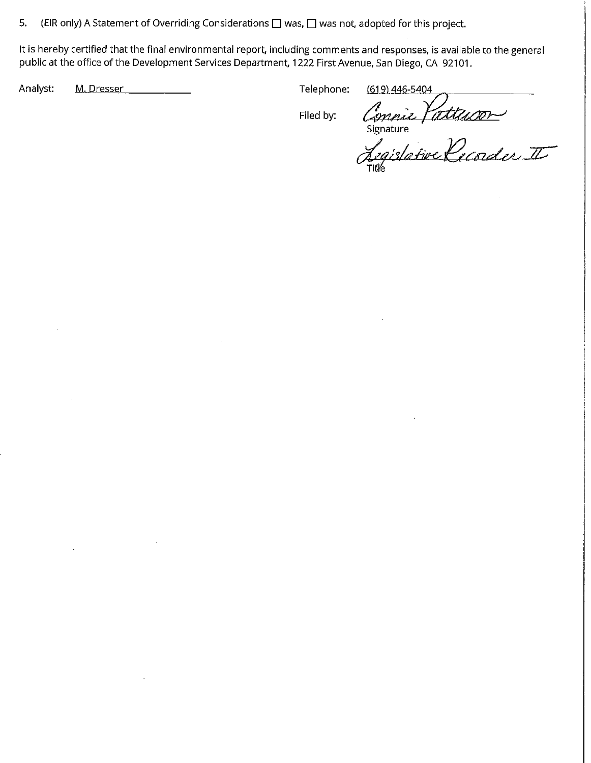5. (EIR only) A Statement of Overriding Considerations ☐ was, ☐ was not, adopted for this project.

It is hereby certified that the final environmental report, including comments and responses, is available to the general public at the office of the Development Services Department, 1222 First Avenue, San Diego, CA 92101.

Analyst: M. Dresser

Telephone: (619) 446-5404

Filed by: Connie Patterson
Signature

Legislative Recorder II
Title